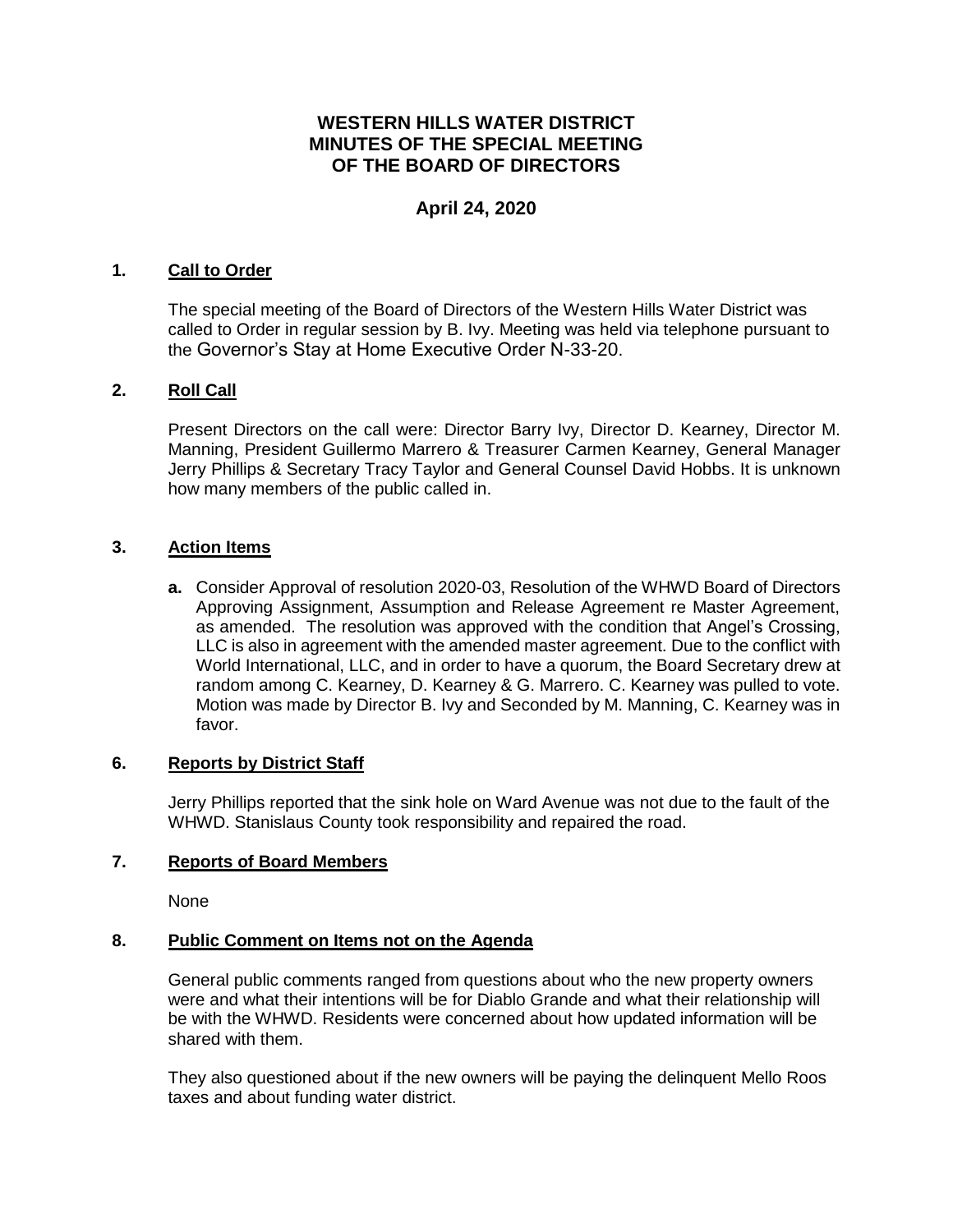# WESTERN HILLS WATER DISTRICT
# MINUTES OF THE SPECIAL MEETING
# OF THE BOARD OF DIRECTORS

## April 24, 2020

### 1. Call to Order

The special meeting of the Board of Directors of the Western Hills Water District was called to Order in regular session by B. Ivy. Meeting was held via telephone pursuant to the Governor's Stay at Home Executive Order N-33-20.

### 2. Roll Call

Present Directors on the call were: Director Barry Ivy, Director D. Kearney, Director M. Manning, President Guillermo Marrero & Treasurer Carmen Kearney, General Manager Jerry Phillips & Secretary Tracy Taylor and General Counsel David Hobbs. It is unknown how many members of the public called in.

### 3. Action Items

**a.** Consider Approval of resolution 2020-03, Resolution of the WHWD Board of Directors Approving Assignment, Assumption and Release Agreement re Master Agreement, as amended. The resolution was approved with the condition that Angel's Crossing, LLC is also in agreement with the amended master agreement. Due to the conflict with World International, LLC, and in order to have a quorum, the Board Secretary drew at random among C. Kearney, D. Kearney & G. Marrero. C. Kearney was pulled to vote. Motion was made by Director B. Ivy and Seconded by M. Manning, C. Kearney was in favor.

### 6. Reports by District Staff

Jerry Phillips reported that the sink hole on Ward Avenue was not due to the fault of the WHWD. Stanislaus County took responsibility and repaired the road.

### 7. Reports of Board Members

None

### 8. Public Comment on Items not on the Agenda

General public comments ranged from questions about who the new property owners were and what their intentions will be for Diablo Grande and what their relationship will be with the WHWD. Residents were concerned about how updated information will be shared with them.

They also questioned about if the new owners will be paying the delinquent Mello Roos taxes and about funding water district.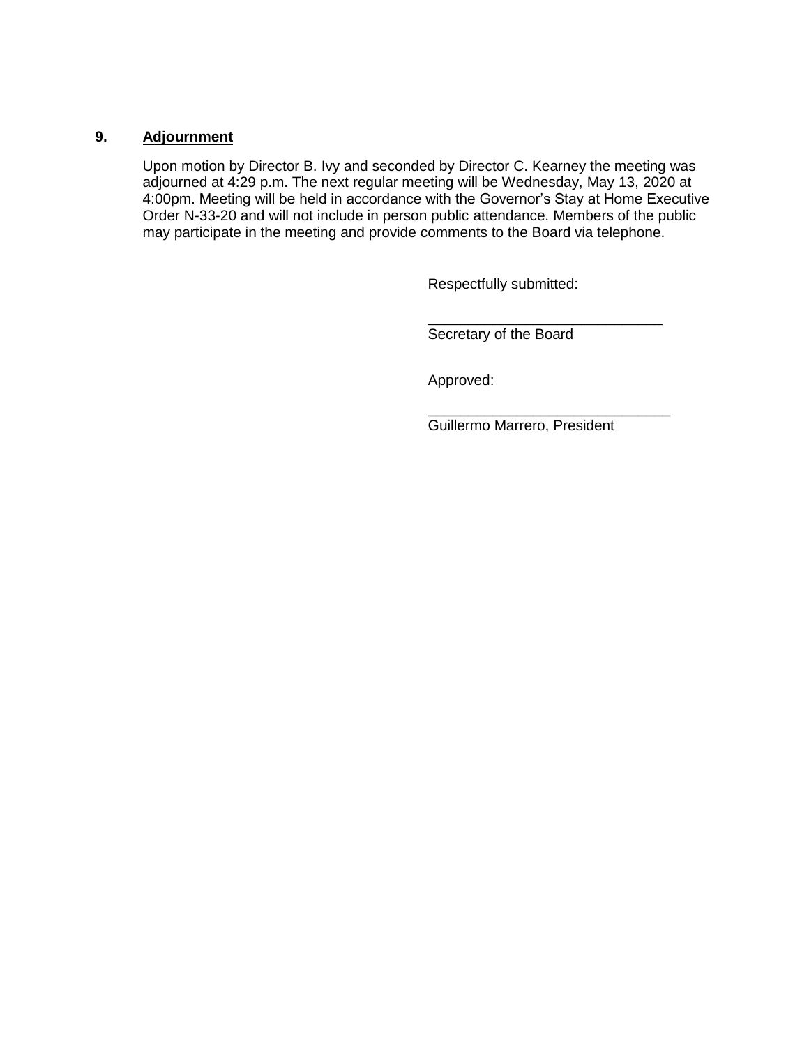## 9. Adjournment

Upon motion by Director B. Ivy and seconded by Director C. Kearney the meeting was adjourned at 4:29 p.m. The next regular meeting will be Wednesday, May 13, 2020 at 4:00pm. Meeting will be held in accordance with the Governor's Stay at Home Executive Order N-33-20 and will not include in person public attendance. Members of the public may participate in the meeting and provide comments to the Board via telephone.

Respectfully submitted:

______________________________
Secretary of the Board

Approved:

______________________________
Guillermo Marrero, President